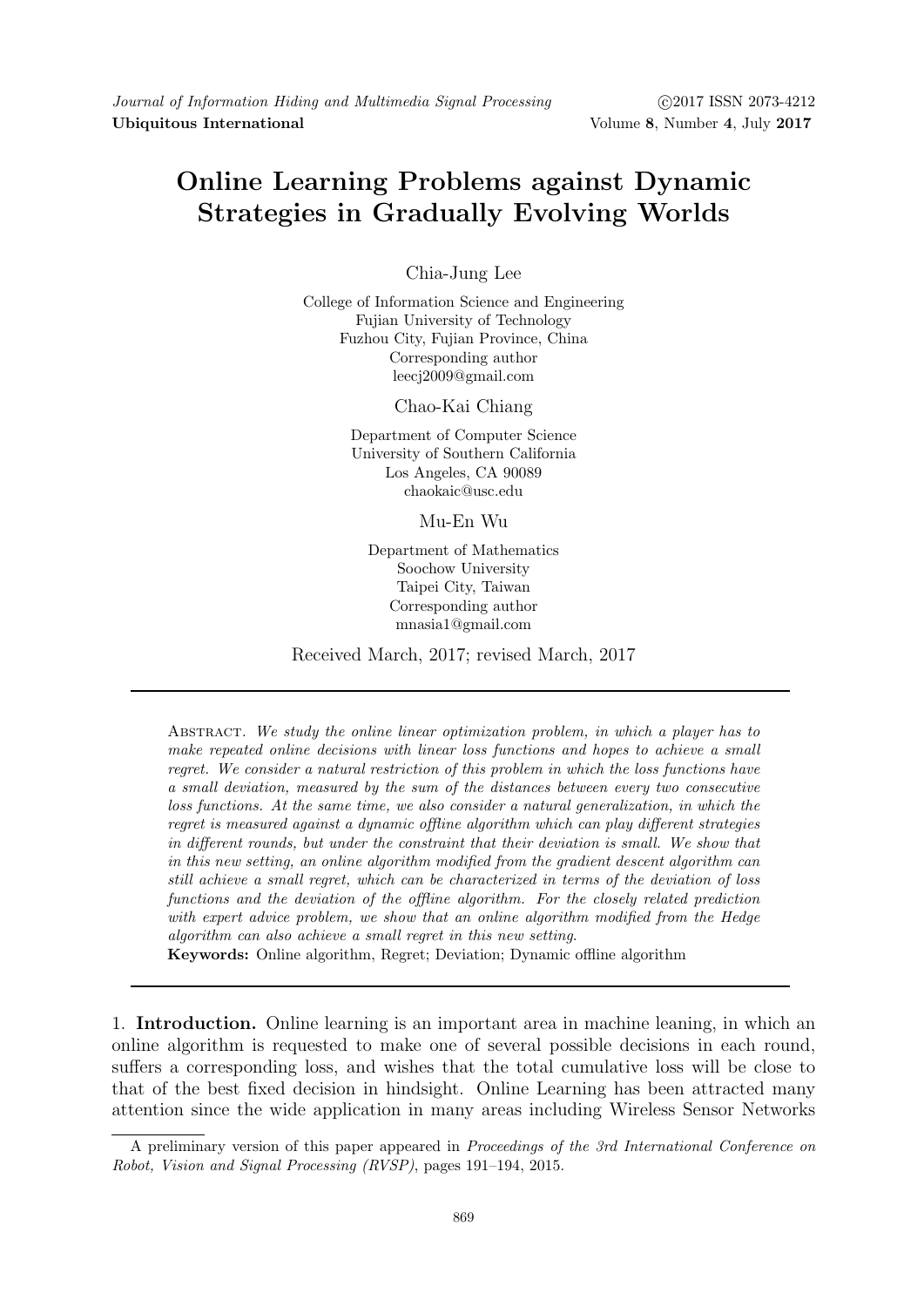# Online Learning Problems against Dynamic Strategies in Gradually Evolving Worlds

Chia-Jung Lee

College of Information Science and Engineering
Fujian University of Technology
Fuzhou City, Fujian Province, China
Corresponding author
leecj2009@gmail.com

Chao-Kai Chiang

Department of Computer Science
University of Southern California
Los Angeles, CA 90089
chaokaic@usc.edu

Mu-En Wu

Department of Mathematics
Soochow University
Taipei City, Taiwan
Corresponding author
mnasia1@gmail.com

Received March, 2017; revised March, 2017

Abstract. *We study the online linear optimization problem, in which a player has to make repeated online decisions with linear loss functions and hopes to achieve a small regret. We consider a natural restriction of this problem in which the loss functions have a small deviation, measured by the sum of the distances between every two consecutive loss functions. At the same time, we also consider a natural generalization, in which the regret is measured against a dynamic offline algorithm which can play different strategies in different rounds, but under the constraint that their deviation is small. We show that in this new setting, an online algorithm modified from the gradient descent algorithm can still achieve a small regret, which can be characterized in terms of the deviation of loss functions and the deviation of the offline algorithm. For the closely related prediction with expert advice problem, we show that an online algorithm modified from the Hedge algorithm can also achieve a small regret in this new setting.*

**Keywords:** Online algorithm, Regret; Deviation; Dynamic offline algorithm

1. **Introduction.** Online learning is an important area in machine leaning, in which an online algorithm is requested to make one of several possible decisions in each round, suffers a corresponding loss, and wishes that the total cumulative loss will be close to that of the best fixed decision in hindsight. Online Learning has been attracted many attention since the wide application in many areas including Wireless Sensor Networks

A preliminary version of this paper appeared in *Proceedings of the 3rd International Conference on Robot, Vision and Signal Processing (RVSP)*, pages 191–194, 2015.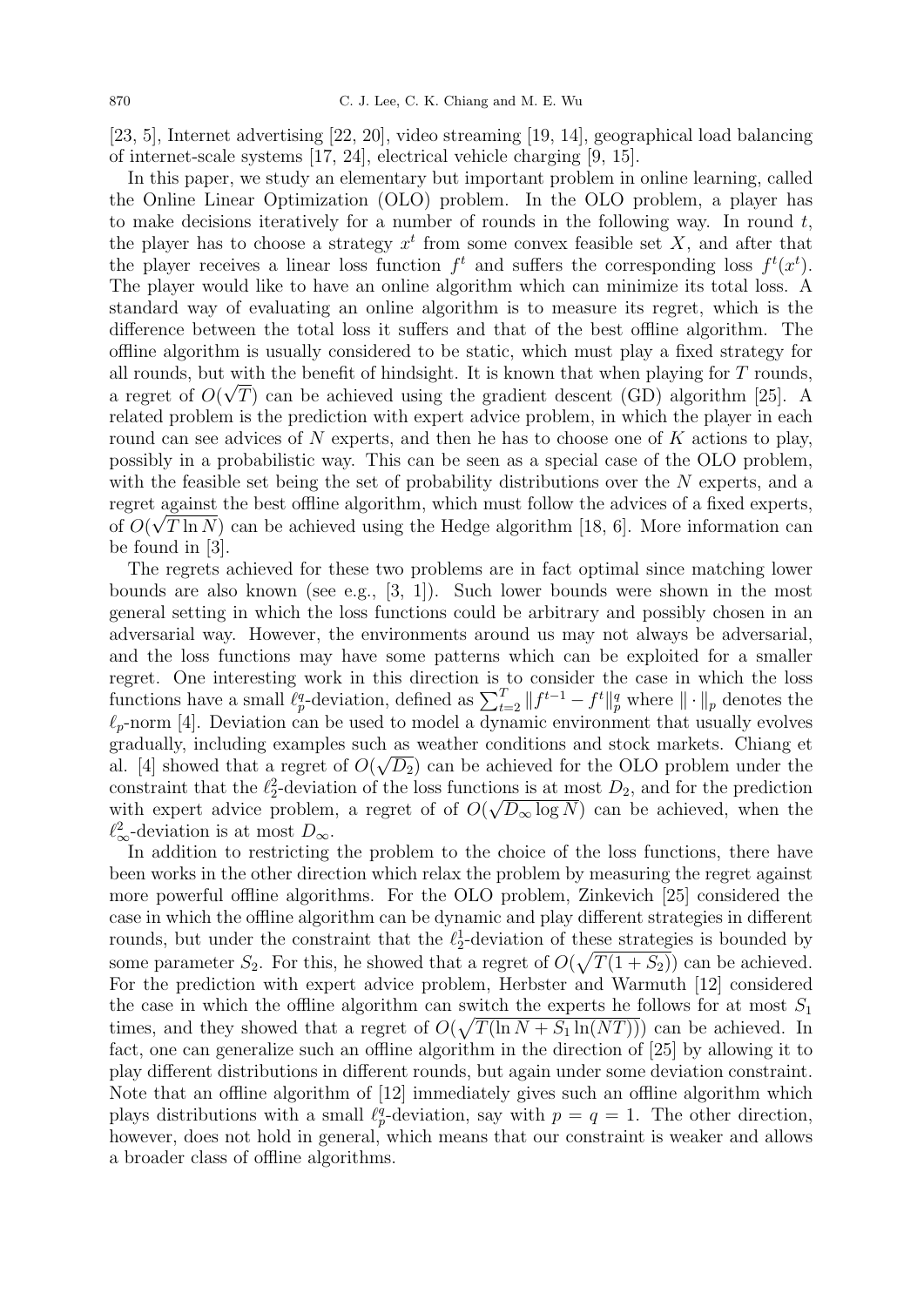[23, 5], Internet advertising [22, 20], video streaming [19, 14], geographical load balancing of internet-scale systems [17, 24], electrical vehicle charging [9, 15].

In this paper, we study an elementary but important problem in online learning, called the Online Linear Optimization (OLO) problem. In the OLO problem, a player has to make decisions iteratively for a number of rounds in the following way. In round $t$, the player has to choose a strategy $x^t$ from some convex feasible set $X$, and after that the player receives a linear loss function $f^t$ and suffers the corresponding loss $f^t(x^t)$. The player would like to have an online algorithm which can minimize its total loss. A standard way of evaluating an online algorithm is to measure its regret, which is the difference between the total loss it suffers and that of the best offline algorithm. The offline algorithm is usually considered to be static, which must play a fixed strategy for all rounds, but with the benefit of hindsight. It is known that when playing for $T$ rounds, a regret of $O(\sqrt{T})$ can be achieved using the gradient descent (GD) algorithm [25]. A related problem is the prediction with expert advice problem, in which the player in each round can see advices of $N$ experts, and then he has to choose one of $K$ actions to play, possibly in a probabilistic way. This can be seen as a special case of the OLO problem, with the feasible set being the set of probability distributions over the $N$ experts, and a regret against the best offline algorithm, which must follow the advices of a fixed experts, of $O(\sqrt{T \ln N})$ can be achieved using the Hedge algorithm [18, 6]. More information can be found in [3].

The regrets achieved for these two problems are in fact optimal since matching lower bounds are also known (see e.g., [3, 1]). Such lower bounds were shown in the most general setting in which the loss functions could be arbitrary and possibly chosen in an adversarial way. However, the environments around us may not always be adversarial, and the loss functions may have some patterns which can be exploited for a smaller regret. One interesting work in this direction is to consider the case in which the loss functions have a small $\ell_p^q$-deviation, defined as $\sum_{t=2}^{T} \|f^{t-1} - f^t\|_p^q$ where $\|\cdot\|_p$ denotes the $\ell_p$-norm [4]. Deviation can be used to model a dynamic environment that usually evolves gradually, including examples such as weather conditions and stock markets. Chiang et al. [4] showed that a regret of $O(\sqrt{D_2})$ can be achieved for the OLO problem under the constraint that the $\ell_2^2$-deviation of the loss functions is at most $D_2$, and for the prediction with expert advice problem, a regret of of $O(\sqrt{D_\infty \log N})$ can be achieved, when the $\ell_\infty^2$-deviation is at most $D_\infty$.

In addition to restricting the problem to the choice of the loss functions, there have been works in the other direction which relax the problem by measuring the regret against more powerful offline algorithms. For the OLO problem, Zinkevich [25] considered the case in which the offline algorithm can be dynamic and play different strategies in different rounds, but under the constraint that the $\ell_2^1$-deviation of these strategies is bounded by some parameter $S_2$. For this, he showed that a regret of $O(\sqrt{T(1 + S_2)})$ can be achieved. For the prediction with expert advice problem, Herbster and Warmuth [12] considered the case in which the offline algorithm can switch the experts he follows for at most $S_1$ times, and they showed that a regret of $O(\sqrt{T(\ln N + S_1 \ln(NT))})$ can be achieved. In fact, one can generalize such an offline algorithm in the direction of [25] by allowing it to play different distributions in different rounds, but again under some deviation constraint. Note that an offline algorithm of [12] immediately gives such an offline algorithm which plays distributions with a small $\ell_p^q$-deviation, say with $p = q = 1$. The other direction, however, does not hold in general, which means that our constraint is weaker and allows a broader class of offline algorithms.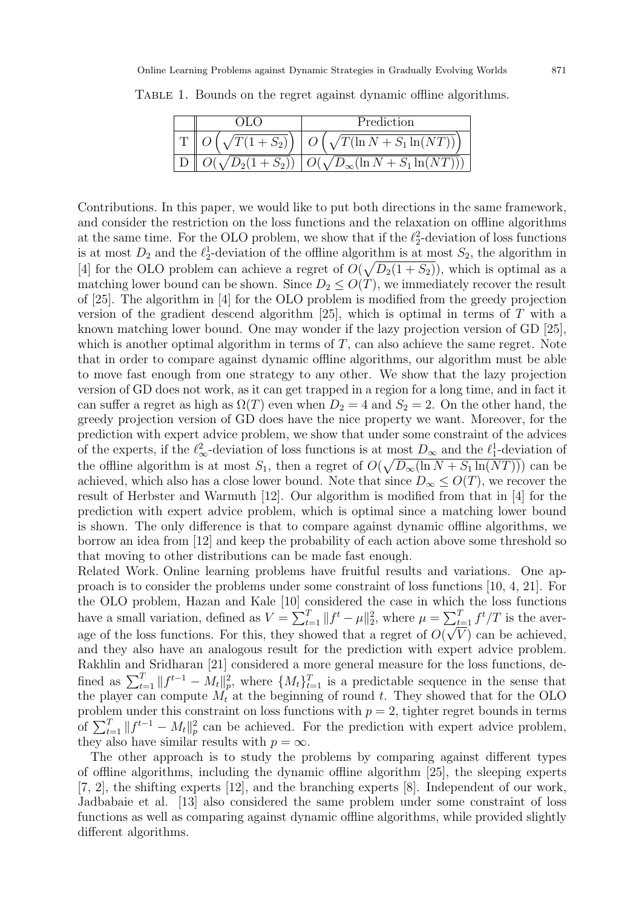Table 1. Bounds on the regret against dynamic offline algorithms.

| | OLO | Prediction |
|---|---|---|
| T | $O\left(\sqrt{T(1+S_2)}\right)$ | $O\left(\sqrt{T(\ln N + S_1 \ln(NT))}\right)$ |
| D | $O(\sqrt{D_2(1+S_2)})$ | $O(\sqrt{D_\infty(\ln N + S_1 \ln(NT))})$ |

Contributions. In this paper, we would like to put both directions in the same framework, and consider the restriction on the loss functions and the relaxation on offline algorithms at the same time. For the OLO problem, we show that if the $\ell_2^2$-deviation of loss functions is at most $D_2$ and the $\ell_2^1$-deviation of the offline algorithm is at most $S_2$, the algorithm in [4] for the OLO problem can achieve a regret of $O(\sqrt{D_2(1+S_2)})$, which is optimal as a matching lower bound can be shown. Since $D_2 \leq O(T)$, we immediately recover the result of [25]. The algorithm in [4] for the OLO problem is modified from the greedy projection version of the gradient descend algorithm [25], which is optimal in terms of $T$ with a known matching lower bound. One may wonder if the lazy projection version of GD [25], which is another optimal algorithm in terms of $T$, can also achieve the same regret. Note that in order to compare against dynamic offline algorithms, our algorithm must be able to move fast enough from one strategy to any other. We show that the lazy projection version of GD does not work, as it can get trapped in a region for a long time, and in fact it can suffer a regret as high as $\Omega(T)$ even when $D_2 = 4$ and $S_2 = 2$. On the other hand, the greedy projection version of GD does have the nice property we want. Moreover, for the prediction with expert advice problem, we show that under some constraint of the advices of the experts, if the $\ell_\infty^2$-deviation of loss functions is at most $D_\infty$ and the $\ell_1^1$-deviation of the offline algorithm is at most $S_1$, then a regret of $O(\sqrt{D_\infty(\ln N + S_1 \ln(NT))})$ can be achieved, which also has a close lower bound. Note that since $D_\infty \leq O(T)$, we recover the result of Herbster and Warmuth [12]. Our algorithm is modified from that in [4] for the prediction with expert advice problem, which is optimal since a matching lower bound is shown. The only difference is that to compare against dynamic offline algorithms, we borrow an idea from [12] and keep the probability of each action above some threshold so that moving to other distributions can be made fast enough.

Related Work. Online learning problems have fruitful results and variations. One approach is to consider the problems under some constraint of loss functions [10, 4, 21]. For the OLO problem, Hazan and Kale [10] considered the case in which the loss functions have a small variation, defined as $V = \sum_{t=1}^{T} \|f^t - \mu\|_2^2$, where $\mu = \sum_{t=1}^{T} f^t/T$ is the average of the loss functions. For this, they showed that a regret of $O(\sqrt{V})$ can be achieved, and they also have an analogous result for the prediction with expert advice problem. Rakhlin and Sridharan [21] considered a more general measure for the loss functions, defined as $\sum_{t=1}^{T} \|f^{t-1} - M_t\|_p^2$, where $\{M_t\}_{t=1}^{T}$ is a predictable sequence in the sense that the player can compute $M_t$ at the beginning of round $t$. They showed that for the OLO problem under this constraint on loss functions with $p = 2$, tighter regret bounds in terms of $\sum_{t=1}^{T} \|f^{t-1} - M_t\|_p^2$ can be achieved. For the prediction with expert advice problem, they also have similar results with $p = \infty$.

The other approach is to study the problems by comparing against different types of offline algorithms, including the dynamic offline algorithm [25], the sleeping experts [7, 2], the shifting experts [12], and the branching experts [8]. Independent of our work, Jadbabaie et al. [13] also considered the same problem under some constraint of loss functions as well as comparing against dynamic offline algorithms, while provided slightly different algorithms.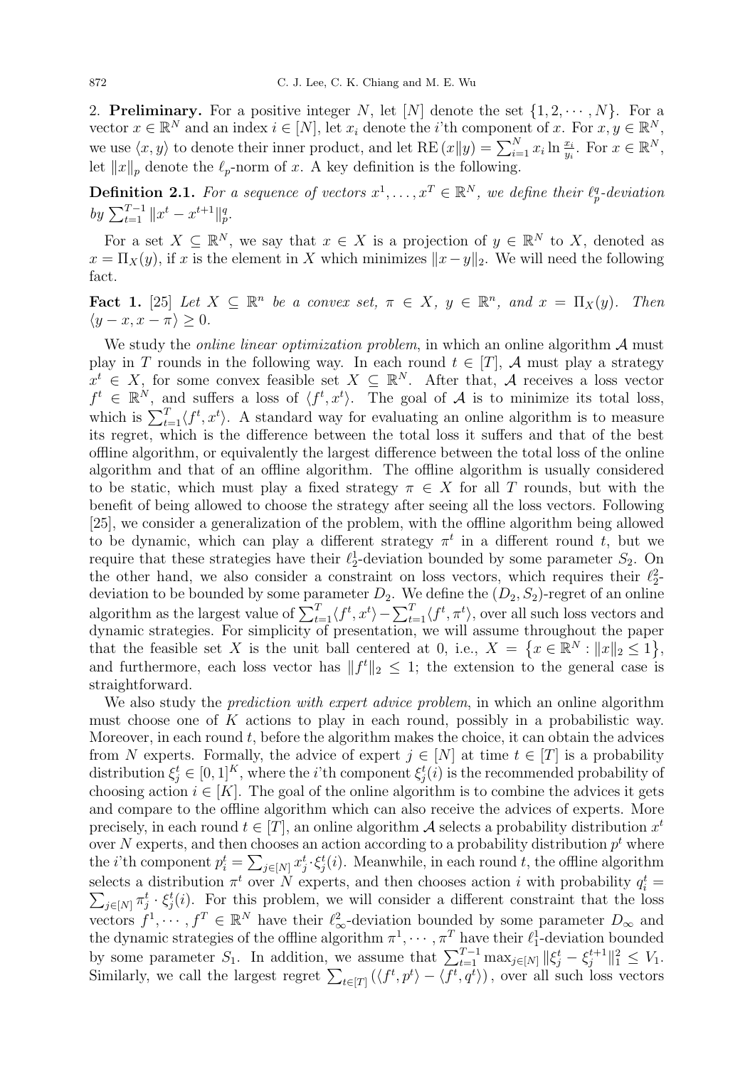2. **Preliminary.** For a positive integer $N$, let $[N]$ denote the set $\{1, 2, \cdots, N\}$. For a vector $x \in \mathbb{R}^N$ and an index $i \in [N]$, let $x_i$ denote the $i$'th component of $x$. For $x, y \in \mathbb{R}^N$, we use $\langle x, y\rangle$ to denote their inner product, and let $\text{RE}(x\|y) = \sum_{i=1}^N x_i \ln \frac{x_i}{y_i}$. For $x \in \mathbb{R}^N$, let $\|x\|_p$ denote the $\ell_p$-norm of $x$. A key definition is the following.

**Definition 2.1.** *For a sequence of vectors $x^1, \ldots, x^T \in \mathbb{R}^N$, we define their $\ell_p^q$-deviation by $\sum_{t=1}^{T-1} \|x^t - x^{t+1}\|_p^q$.*

For a set $X \subseteq \mathbb{R}^N$, we say that $x \in X$ is a projection of $y \in \mathbb{R}^N$ to $X$, denoted as $x = \Pi_X(y)$, if $x$ is the element in $X$ which minimizes $\|x - y\|_2$. We will need the following fact.

**Fact 1.** [25] *Let $X \subseteq \mathbb{R}^n$ be a convex set, $\pi \in X$, $y \in \mathbb{R}^n$, and $x = \Pi_X(y)$. Then $\langle y - x, x - \pi\rangle \geq 0$.*

We study the *online linear optimization problem*, in which an online algorithm $\mathcal{A}$ must play in $T$ rounds in the following way. In each round $t \in [T]$, $\mathcal{A}$ must play a strategy $x^t \in X$, for some convex feasible set $X \subseteq \mathbb{R}^N$. After that, $\mathcal{A}$ receives a loss vector $f^t \in \mathbb{R}^N$, and suffers a loss of $\langle f^t, x^t\rangle$. The goal of $\mathcal{A}$ is to minimize its total loss, which is $\sum_{t=1}^T \langle f^t, x^t\rangle$. A standard way for evaluating an online algorithm is to measure its regret, which is the difference between the total loss it suffers and that of the best offline algorithm, or equivalently the largest difference between the total loss of the online algorithm and that of an offline algorithm. The offline algorithm is usually considered to be static, which must play a fixed strategy $\pi \in X$ for all $T$ rounds, but with the benefit of being allowed to choose the strategy after seeing all the loss vectors. Following [25], we consider a generalization of the problem, with the offline algorithm being allowed to be dynamic, which can play a different strategy $\pi^t$ in a different round $t$, but we require that these strategies have their $\ell_2^1$-deviation bounded by some parameter $S_2$. On the other hand, we also consider a constraint on loss vectors, which requires their $\ell_2^2$-deviation to be bounded by some parameter $D_2$. We define the $(D_2, S_2)$-regret of an online algorithm as the largest value of $\sum_{t=1}^T \langle f^t, x^t\rangle - \sum_{t=1}^T \langle f^t, \pi^t\rangle$, over all such loss vectors and dynamic strategies. For simplicity of presentation, we will assume throughout the paper that the feasible set $X$ is the unit ball centered at 0, i.e., $X = \{x \in \mathbb{R}^N : \|x\|_2 \leq 1\}$, and furthermore, each loss vector has $\|f^t\|_2 \leq 1$; the extension to the general case is straightforward.

We also study the *prediction with expert advice problem*, in which an online algorithm must choose one of $K$ actions to play in each round, possibly in a probabilistic way. Moreover, in each round $t$, before the algorithm makes the choice, it can obtain the advices from $N$ experts. Formally, the advice of expert $j \in [N]$ at time $t \in [T]$ is a probability distribution $\xi_j^t \in [0, 1]^K$, where the $i$'th component $\xi_j^t(i)$ is the recommended probability of choosing action $i \in [K]$. The goal of the online algorithm is to combine the advices it gets and compare to the offline algorithm which can also receive the advices of experts. More precisely, in each round $t \in [T]$, an online algorithm $\mathcal{A}$ selects a probability distribution $x^t$ over $N$ experts, and then chooses an action according to a probability distribution $p^t$ where the $i$'th component $p_i^t = \sum_{j \in [N]} x_j^t \cdot \xi_j^t(i)$. Meanwhile, in each round $t$, the offline algorithm selects a distribution $\pi^t$ over $N$ experts, and then chooses action $i$ with probability $q_i^t = \sum_{j \in [N]} \pi_j^t \cdot \xi_j^t(i)$. For this problem, we will consider a different constraint that the loss vectors $f^1, \cdots, f^T \in \mathbb{R}^N$ have their $\ell_\infty^2$-deviation bounded by some parameter $D_\infty$ and the dynamic strategies of the offline algorithm $\pi^1, \cdots, \pi^T$ have their $\ell_1^1$-deviation bounded by some parameter $S_1$. In addition, we assume that $\sum_{t=1}^{T-1} \max_{j \in [N]} \|\xi_j^t - \xi_j^{t+1}\|_1^2 \leq V_1$. Similarly, we call the largest regret $\sum_{t \in [T]} (\langle f^t, p^t\rangle - \langle f^t, q^t\rangle)$, over all such loss vectors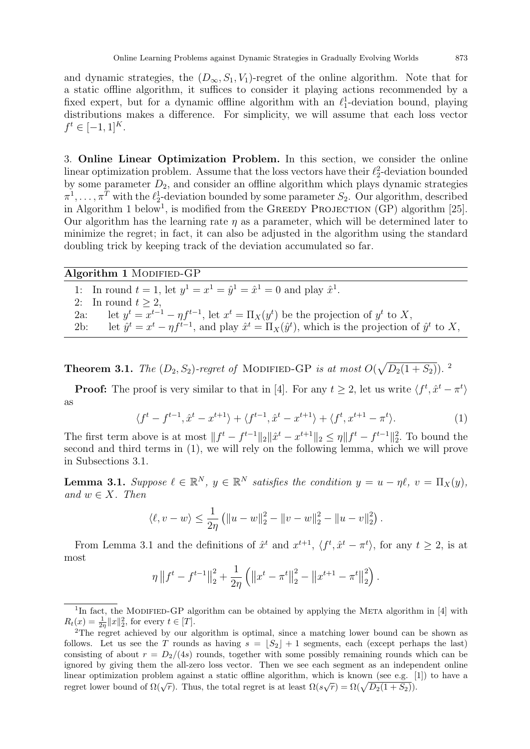and dynamic strategies, the $(D_\infty, S_1, V_1)$-regret of the online algorithm. Note that for a static offline algorithm, it suffices to consider it playing actions recommended by a fixed expert, but for a dynamic offline algorithm with an $\ell_1^1$-deviation bound, playing distributions makes a difference. For simplicity, we will assume that each loss vector $f^t \in [-1, 1]^K$.

3. **Online Linear Optimization Problem.** In this section, we consider the online linear optimization problem. Assume that the loss vectors have their $\ell_2^2$-deviation bounded by some parameter $D_2$, and consider an offline algorithm which plays dynamic strategies $\pi^1, \ldots, \pi^T$ with the $\ell_2^1$-deviation bounded by some parameter $S_2$. Our algorithm, described in Algorithm 1 below[1], is modified from the Greedy Projection (GP) algorithm [25]. Our algorithm has the learning rate $\eta$ as a parameter, which will be determined later to minimize the regret; in fact, it can also be adjusted in the algorithm using the standard doubling trick by keeping track of the deviation accumulated so far.

**Algorithm 1** Modified-GP

1: In round $t = 1$, let $y^1 = x^1 = \hat{y}^1 = \hat{x}^1 = 0$ and play $\hat{x}^1$.
2: In round $t \geq 2$,
2a: let $y^t = x^{t-1} - \eta f^{t-1}$, let $x^t = \Pi_X(y^t)$ be the projection of $y^t$ to $X$,
2b: let $\hat{y}^t = x^t - \eta f^{t-1}$, and play $\hat{x}^t = \Pi_X(\hat{y}^t)$, which is the projection of $\hat{y}^t$ to $X$,

**Theorem 3.1.** *The $(D_2, S_2)$-regret of* Modified-GP *is at most $O(\sqrt{D_2(1 + S_2)})$.* [2]

**Proof:** The proof is very similar to that in [4]. For any $t \geq 2$, let us write $\langle f^t, \hat{x}^t - \pi^t \rangle$ as

$$\langle f^t - f^{t-1}, \hat{x}^t - x^{t+1} \rangle + \langle f^{t-1}, \hat{x}^t - x^{t+1} \rangle + \langle f^t, x^{t+1} - \pi^t \rangle. \tag{1}$$

The first term above is at most $\|f^t - f^{t-1}\|_2 \|\hat{x}^t - x^{t+1}\|_2 \leq \eta \|f^t - f^{t-1}\|_2^2$. To bound the second and third terms in (1), we will rely on the following lemma, which we will prove in Subsections 3.1.

**Lemma 3.1.** *Suppose $\ell \in \mathbb{R}^N$, $y \in \mathbb{R}^N$ satisfies the condition $y = u - \eta \ell$, $v = \Pi_X(y)$, and $w \in X$. Then*

$$\langle \ell, v - w \rangle \leq \frac{1}{2\eta} \left( \|u - w\|_2^2 - \|v - w\|_2^2 - \|u - v\|_2^2 \right).$$

From Lemma 3.1 and the definitions of $\hat{x}^t$ and $x^{t+1}$, $\langle f^t, \hat{x}^t - \pi^t \rangle$, for any $t \geq 2$, is at most

$$\eta \left\| f^t - f^{t-1} \right\|_2^2 + \frac{1}{2\eta} \left( \left\| x^t - \pi^t \right\|_2^2 - \left\| x^{t+1} - \pi^t \right\|_2^2 \right).$$

---

[1] In fact, the Modified-GP algorithm can be obtained by applying the Meta algorithm in [4] with $R_t(x) = \frac{1}{2\eta}\|x\|_2^2$, for every $t \in [T]$.

[2] The regret achieved by our algorithm is optimal, since a matching lower bound can be shown as follows. Let us see the $T$ rounds as having $s = \lfloor S_2 \rfloor + 1$ segments, each (except perhaps the last) consisting of about $r = D_2/(4s)$ rounds, together with some possibly remaining rounds which can be ignored by giving them the all-zero loss vector. Then we see each segment as an independent online linear optimization problem against a static offline algorithm, which is known (see e.g. [1]) to have a regret lower bound of $\Omega(\sqrt{r})$. Thus, the total regret is at least $\Omega(s\sqrt{r}) = \Omega(\sqrt{D_2(1 + S_2)})$.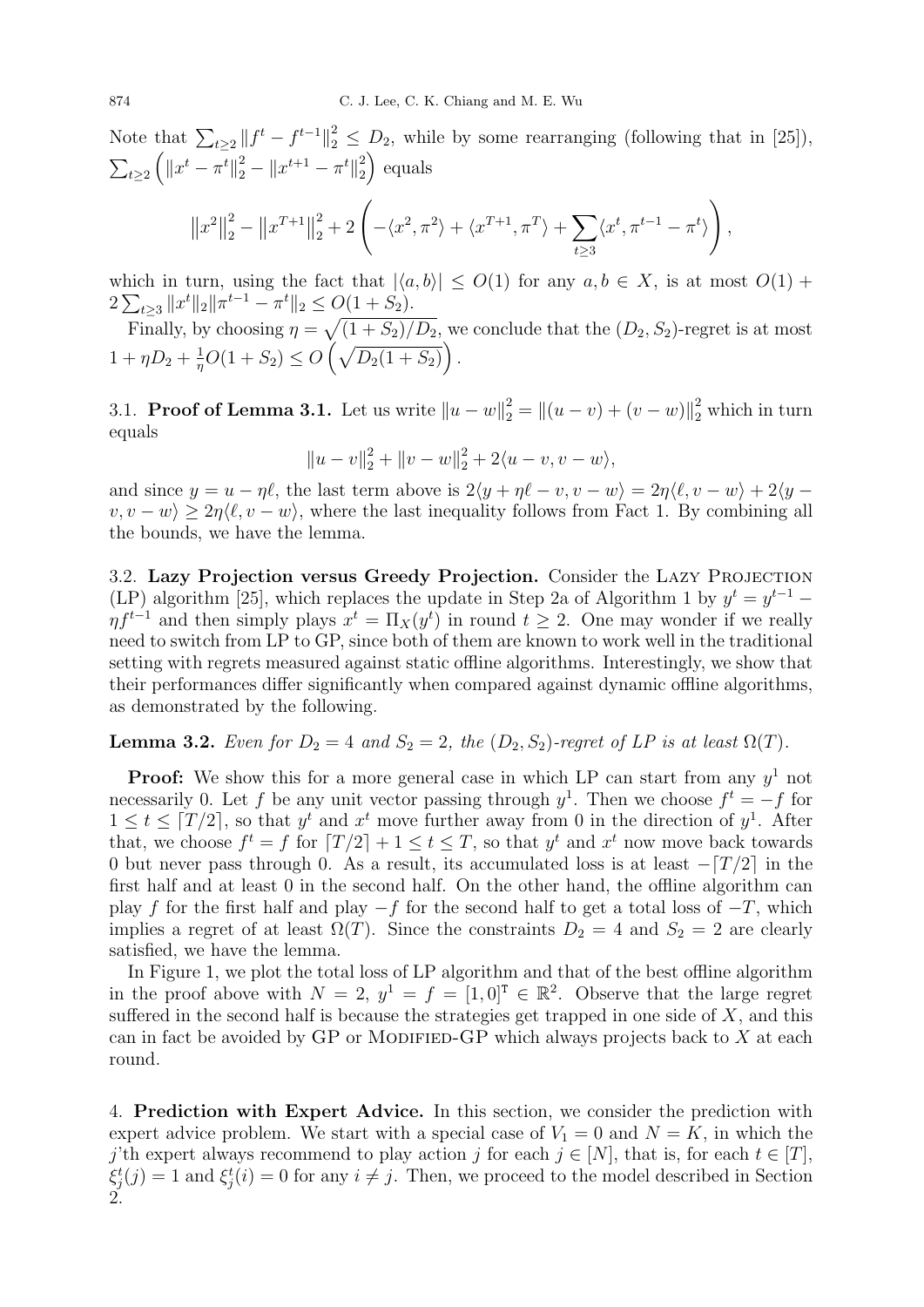Note that $\sum_{t\geq 2} \|f^t - f^{t-1}\|_2^2 \leq D_2$, while by some rearranging (following that in [25]), $\sum_{t\geq 2} \left( \|x^t - \pi^t\|_2^2 - \|x^{t+1} - \pi^t\|_2^2 \right)$ equals

$$\left\|x^2\right\|_2^2 - \left\|x^{T+1}\right\|_2^2 + 2\left( -\langle x^2, \pi^2 \rangle + \langle x^{T+1}, \pi^T \rangle + \sum_{t\geq 3} \langle x^t, \pi^{t-1} - \pi^t \rangle \right),$$

which in turn, using the fact that $|\langle a, b\rangle| \leq O(1)$ for any $a, b \in X$, is at most $O(1) + 2\sum_{t\geq 3} \|x^t\|_2 \|\pi^{t-1} - \pi^t\|_2 \leq O(1 + S_2)$.

Finally, by choosing $\eta = \sqrt{(1+S_2)/D_2}$, we conclude that the $(D_2, S_2)$-regret is at most $1 + \eta D_2 + \frac{1}{\eta} O(1 + S_2) \leq O\left(\sqrt{D_2(1+S_2)}\right)$.

## 3.1. Proof of Lemma 3.1.

Let us write $\|u - w\|_2^2 = \|(u-v) + (v-w)\|_2^2$ which in turn equals

$$\|u - v\|_2^2 + \|v - w\|_2^2 + 2\langle u - v, v - w\rangle,$$

and since $y = u - \eta\ell$, the last term above is $2\langle y + \eta\ell - v, v - w\rangle = 2\eta\langle \ell, v - w\rangle + 2\langle y - v, v - w\rangle \geq 2\eta\langle \ell, v - w\rangle$, where the last inequality follows from Fact 1. By combining all the bounds, we have the lemma.

## 3.2. Lazy Projection versus Greedy Projection.

Consider the Lazy Projection (LP) algorithm [25], which replaces the update in Step 2a of Algorithm 1 by $y^t = y^{t-1} - \eta f^{t-1}$ and then simply plays $x^t = \Pi_X(y^t)$ in round $t \geq 2$. One may wonder if we really need to switch from LP to GP, since both of them are known to work well in the traditional setting with regrets measured against static offline algorithms. Interestingly, we show that their performances differ significantly when compared against dynamic offline algorithms, as demonstrated by the following.

**Lemma 3.2.** *Even for $D_2 = 4$ and $S_2 = 2$, the $(D_2, S_2)$-regret of LP is at least $\Omega(T)$.*

**Proof:** We show this for a more general case in which LP can start from any $y^1$ not necessarily 0. Let $f$ be any unit vector passing through $y^1$. Then we choose $f^t = -f$ for $1 \leq t \leq \lceil T/2 \rceil$, so that $y^t$ and $x^t$ move further away from 0 in the direction of $y^1$. After that, we choose $f^t = f$ for $\lceil T/2 \rceil + 1 \leq t \leq T$, so that $y^t$ and $x^t$ now move back towards 0 but never pass through 0. As a result, its accumulated loss is at least $-\lceil T/2 \rceil$ in the first half and at least 0 in the second half. On the other hand, the offline algorithm can play $f$ for the first half and play $-f$ for the second half to get a total loss of $-T$, which implies a regret of at least $\Omega(T)$. Since the constraints $D_2 = 4$ and $S_2 = 2$ are clearly satisfied, we have the lemma.

In Figure 1, we plot the total loss of LP algorithm and that of the best offline algorithm in the proof above with $N = 2$, $y^1 = f = [1, 0]^\intercal \in \mathbb{R}^2$. Observe that the large regret suffered in the second half is because the strategies get trapped in one side of $X$, and this can in fact be avoided by GP or Modified-GP which always projects back to $X$ at each round.

# 4. Prediction with Expert Advice.

In this section, we consider the prediction with expert advice problem. We start with a special case of $V_1 = 0$ and $N = K$, in which the $j$'th expert always recommend to play action $j$ for each $j \in [N]$, that is, for each $t \in [T]$, $\xi_j^t(j) = 1$ and $\xi_j^t(i) = 0$ for any $i \neq j$. Then, we proceed to the model described in Section 2.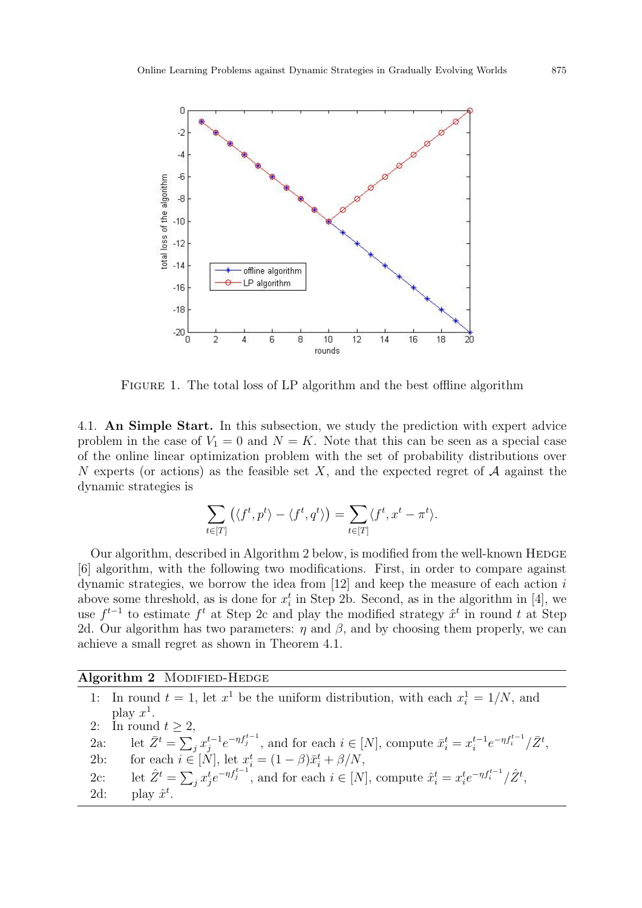FIGURE 1. The total loss of LP algorithm and the best offline algorithm

4.1. **An Simple Start.** In this subsection, we study the prediction with expert advice problem in the case of $V_1 = 0$ and $N = K$. Note that this can be seen as a special case of the online linear optimization problem with the set of probability distributions over $N$ experts (or actions) as the feasible set $X$, and the expected regret of $\mathcal{A}$ against the dynamic strategies is

$$\sum_{t\in[T]} \left(\langle f^t, p^t\rangle - \langle f^t, q^t\rangle\right) = \sum_{t\in[T]} \langle f^t, x^t - \pi^t\rangle.$$

Our algorithm, described in Algorithm 2 below, is modified from the well-known HEDGE [6] algorithm, with the following two modifications. First, in order to compare against dynamic strategies, we borrow the idea from [12] and keep the measure of each action $i$ above some threshold, as is done for $x_i^t$ in Step 2b. Second, as in the algorithm in [4], we use $f^{t-1}$ to estimate $f^t$ at Step 2c and play the modified strategy $\hat{x}^t$ in round $t$ at Step 2d. Our algorithm has two parameters: $\eta$ and $\beta$, and by choosing them properly, we can achieve a small regret as shown in Theorem 4.1.

**Algorithm 2** MODIFIED-HEDGE

1: In round $t = 1$, let $x^1$ be the uniform distribution, with each $x_i^1 = 1/N$, and play $x^1$.
2: In round $t \geq 2$,
 2a: let $\bar{Z}^t = \sum_j x_j^{t-1} e^{-\eta f_j^{t-1}}$, and for each $i \in [N]$, compute $\bar{x}_i^t = x_i^{t-1} e^{-\eta f_i^{t-1}} / \bar{Z}^t$,
 2b: for each $i \in [N]$, let $x_i^t = (1-\beta)\bar{x}_i^t + \beta/N$,
 2c: let $\hat{Z}^t = \sum_j x_j^t e^{-\eta f_j^{t-1}}$, and for each $i \in [N]$, compute $\hat{x}_i^t = x_i^t e^{-\eta f_i^{t-1}} / \hat{Z}^t$,
 2d: play $\hat{x}^t$.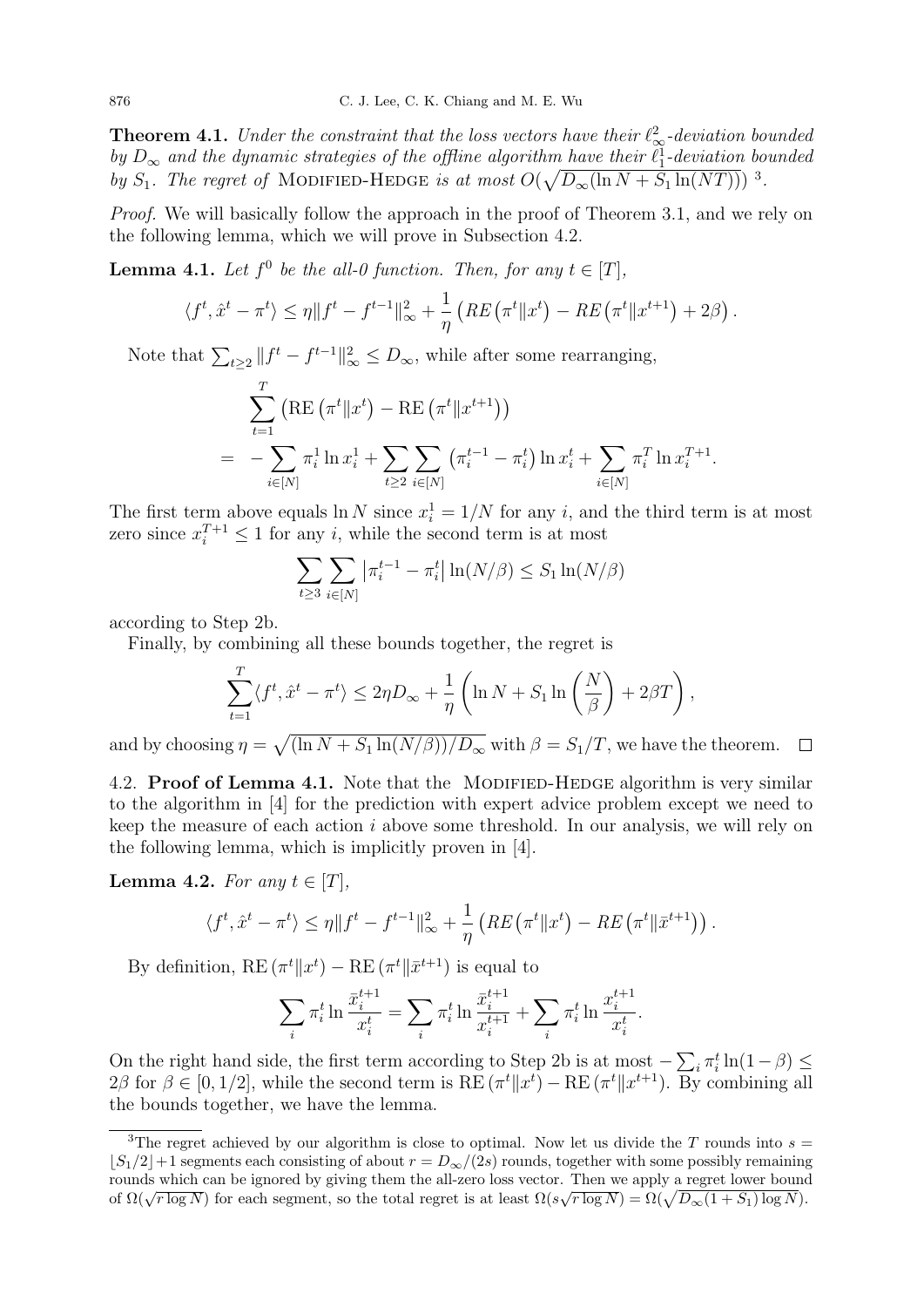**Theorem 4.1.** *Under the constraint that the loss vectors have their $\ell_\infty^2$-deviation bounded by $D_\infty$ and the dynamic strategies of the offline algorithm have their $\ell_1^1$-deviation bounded by $S_1$. The regret of* Modified-Hedge *is at most $O(\sqrt{D_\infty(\ln N + S_1 \ln(NT))})$* [3].

*Proof.* We will basically follow the approach in the proof of Theorem 3.1, and we rely on the following lemma, which we will prove in Subsection 4.2.

**Lemma 4.1.** *Let $f^0$ be the all-0 function. Then, for any $t \in [T]$,*

$$\langle f^t, \hat{x}^t - \pi^t \rangle \leq \eta \| f^t - f^{t-1} \|_\infty^2 + \frac{1}{\eta} \left( RE\left(\pi^t \| x^t\right) - RE\left(\pi^t \| x^{t+1}\right) + 2\beta \right).$$

Note that $\sum_{t\geq 2} \|f^t - f^{t-1}\|_\infty^2 \leq D_\infty$, while after some rearranging,

$$\begin{aligned}
&\sum_{t=1}^{T} \left( \mathrm{RE}\left(\pi^t \| x^t\right) - \mathrm{RE}\left(\pi^t \| x^{t+1}\right) \right) \\
= &\ -\sum_{i \in [N]} \pi_i^1 \ln x_i^1 + \sum_{t \geq 2} \sum_{i \in [N]} \left( \pi_i^{t-1} - \pi_i^t \right) \ln x_i^t + \sum_{i \in [N]} \pi_i^T \ln x_i^{T+1}.
\end{aligned}$$

The first term above equals $\ln N$ since $x_i^1 = 1/N$ for any $i$, and the third term is at most zero since $x_i^{T+1} \leq 1$ for any $i$, while the second term is at most

$$\sum_{t \geq 3} \sum_{i \in [N]} \left| \pi_i^{t-1} - \pi_i^t \right| \ln(N/\beta) \leq S_1 \ln(N/\beta)$$

according to Step 2b.

Finally, by combining all these bounds together, the regret is

$$\sum_{t=1}^{T} \langle f^t, \hat{x}^t - \pi^t \rangle \leq 2\eta D_\infty + \frac{1}{\eta} \left( \ln N + S_1 \ln\left(\frac{N}{\beta}\right) + 2\beta T \right),$$

and by choosing $\eta = \sqrt{(\ln N + S_1 \ln(N/\beta))/D_\infty}$ with $\beta = S_1/T$, we have the theorem. $\square$

4.2. **Proof of Lemma 4.1.** Note that the Modified-Hedge algorithm is very similar to the algorithm in [4] for the prediction with expert advice problem except we need to keep the measure of each action $i$ above some threshold. In our analysis, we will rely on the following lemma, which is implicitly proven in [4].

**Lemma 4.2.** *For any $t \in [T]$,*

$$\langle f^t, \hat{x}^t - \pi^t \rangle \leq \eta \| f^t - f^{t-1} \|_\infty^2 + \frac{1}{\eta} \left( RE\left(\pi^t \| x^t\right) - RE\left(\pi^t \| \bar{x}^{t+1}\right) \right).$$

By definition, $\mathrm{RE}\left(\pi^t \| x^t\right) - \mathrm{RE}\left(\pi^t \| \bar{x}^{t+1}\right)$ is equal to

$$\sum_i \pi_i^t \ln \frac{\bar{x}_i^{t+1}}{x_i^t} = \sum_i \pi_i^t \ln \frac{\bar{x}_i^{t+1}}{x_i^{t+1}} + \sum_i \pi_i^t \ln \frac{x_i^{t+1}}{x_i^t}.$$

On the right hand side, the first term according to Step 2b is at most $-\sum_i \pi_i^t \ln(1-\beta) \leq 2\beta$ for $\beta \in [0, 1/2]$, while the second term is $\mathrm{RE}\left(\pi^t \| x^t\right) - \mathrm{RE}\left(\pi^t \| x^{t+1}\right)$. By combining all the bounds together, we have the lemma.

---

[3] The regret achieved by our algorithm is close to optimal. Now let us divide the $T$ rounds into $s = \lfloor S_1/2 \rfloor + 1$ segments each consisting of about $r = D_\infty/(2s)$ rounds, together with some possibly remaining rounds which can be ignored by giving them the all-zero loss vector. Then we apply a regret lower bound of $\Omega(\sqrt{r \log N})$ for each segment, so the total regret is at least $\Omega(s\sqrt{r \log N}) = \Omega(\sqrt{D_\infty(1 + S_1) \log N})$.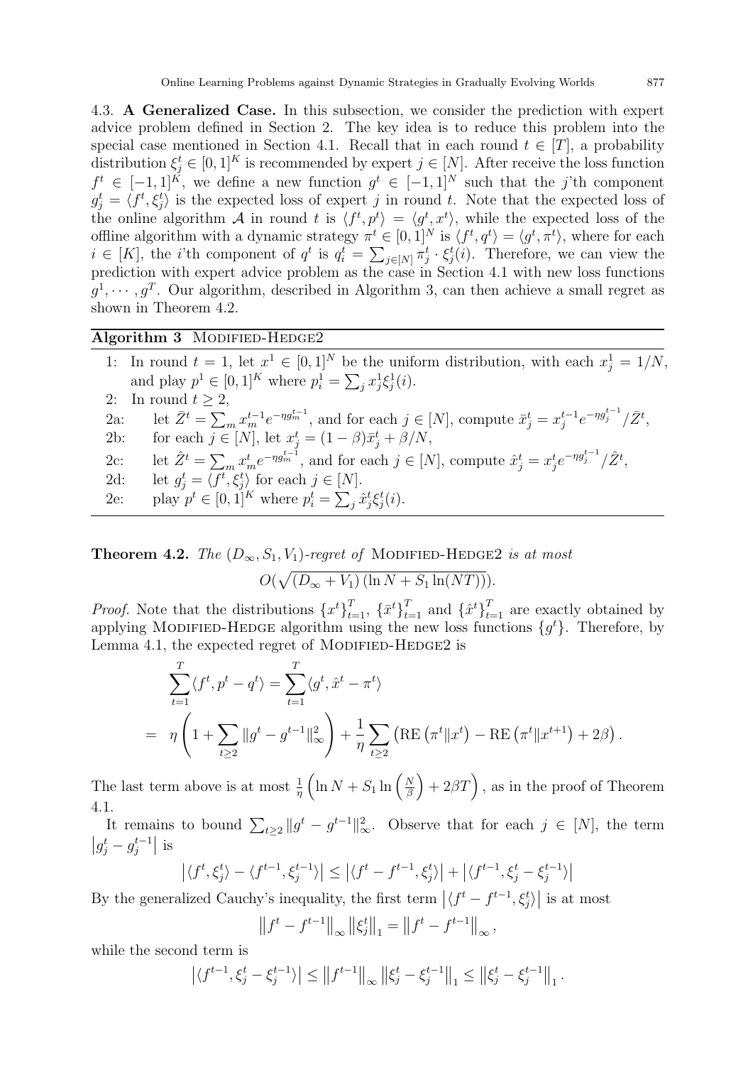4.3. **A Generalized Case.** In this subsection, we consider the prediction with expert advice problem defined in Section 2. The key idea is to reduce this problem into the special case mentioned in Section 4.1. Recall that in each round $t \in [T]$, a probability distribution $\xi_j^t \in [0,1]^K$ is recommended by expert $j \in [N]$. After receive the loss function $f^t \in [-1,1]^K$, we define a new function $g^t \in [-1,1]^N$ such that the $j$'th component $g_j^t = \langle f^t, \xi_j^t \rangle$ is the expected loss of expert $j$ in round $t$. Note that the expected loss of the online algorithm $\mathcal{A}$ in round $t$ is $\langle f^t, p^t \rangle = \langle g^t, x^t \rangle$, while the expected loss of the offline algorithm with a dynamic strategy $\pi^t \in [0,1]^N$ is $\langle f^t, q^t \rangle = \langle g^t, \pi^t \rangle$, where for each $i \in [K]$, the $i$'th component of $q^t$ is $q_i^t = \sum_{j \in [N]} \pi_j^t \cdot \xi_j^t(i)$. Therefore, we can view the prediction with expert advice problem as the case in Section 4.1 with new loss functions $g^1, \cdots, g^T$. Our algorithm, described in Algorithm 3, can then achieve a small regret as shown in Theorem 4.2.

**Algorithm 3** Modified-Hedge2

1: In round $t = 1$, let $x^1 \in [0,1]^N$ be the uniform distribution, with each $x_j^1 = 1/N$, and play $p^1 \in [0,1]^K$ where $p_i^1 = \sum_j x_j^1 \xi_j^1(i)$.
2: In round $t \geq 2$,
2a: let $\bar{Z}^t = \sum_m x_m^{t-1} e^{-\eta g_m^{t-1}}$, and for each $j \in [N]$, compute $\bar{x}_j^t = x_j^{t-1} e^{-\eta g_j^{t-1}} / \bar{Z}^t$,
2b: for each $j \in [N]$, let $x_j^t = (1-\beta)\bar{x}_j^t + \beta/N$,
2c: let $\hat{Z}^t = \sum_m x_m^t e^{-\eta g_m^{t-1}}$, and for each $j \in [N]$, compute $\hat{x}_j^t = x_j^t e^{-\eta g_j^{t-1}} / \hat{Z}^t$,
2d: let $g_j^t = \langle f^t, \xi_j^t \rangle$ for each $j \in [N]$.
2e: play $p^t \in [0,1]^K$ where $p_i^t = \sum_j \hat{x}_j^t \xi_j^t(i)$.

**Theorem 4.2.** *The $(D_\infty, S_1, V_1)$-regret of* Modified-Hedge2 *is at most*

$$O(\sqrt{(D_\infty + V_1)(\ln N + S_1 \ln(NT))}).$$

*Proof.* Note that the distributions $\{x^t\}_{t=1}^T$, $\{\bar{x}^t\}_{t=1}^T$ and $\{\hat{x}^t\}_{t=1}^T$ are exactly obtained by applying Modified-Hedge algorithm using the new loss functions $\{g^t\}$. Therefore, by Lemma 4.1, the expected regret of Modified-Hedge2 is

$$\sum_{t=1}^T \langle f^t, p^t - q^t \rangle = \sum_{t=1}^T \langle g^t, \hat{x}^t - \pi^t \rangle$$
$$= \eta \left( 1 + \sum_{t \geq 2} \|g^t - g^{t-1}\|_\infty^2 \right) + \frac{1}{\eta} \sum_{t \geq 2} \left( \mathrm{RE}\left(\pi^t \| x^t\right) - \mathrm{RE}\left(\pi^t \| x^{t+1}\right) + 2\beta \right).$$

The last term above is at most $\frac{1}{\eta}\left(\ln N + S_1 \ln\left(\frac{N}{\beta}\right) + 2\beta T\right)$, as in the proof of Theorem 4.1.

It remains to bound $\sum_{t \geq 2} \|g^t - g^{t-1}\|_\infty^2$. Observe that for each $j \in [N]$, the term $\left|g_j^t - g_j^{t-1}\right|$ is

$$\left|\langle f^t, \xi_j^t \rangle - \langle f^{t-1}, \xi_j^{t-1} \rangle\right| \leq \left|\langle f^t - f^{t-1}, \xi_j^t \rangle\right| + \left|\langle f^{t-1}, \xi_j^t - \xi_j^{t-1} \rangle\right|$$

By the generalized Cauchy's inequality, the first term $\left|\langle f^t - f^{t-1}, \xi_j^t \rangle\right|$ is at most

$$\left\|f^t - f^{t-1}\right\|_\infty \left\|\xi_j^t\right\|_1 = \left\|f^t - f^{t-1}\right\|_\infty,$$

while the second term is

$$\left|\langle f^{t-1}, \xi_j^t - \xi_j^{t-1} \rangle\right| \leq \left\|f^{t-1}\right\|_\infty \left\|\xi_j^t - \xi_j^{t-1}\right\|_1 \leq \left\|\xi_j^t - \xi_j^{t-1}\right\|_1.$$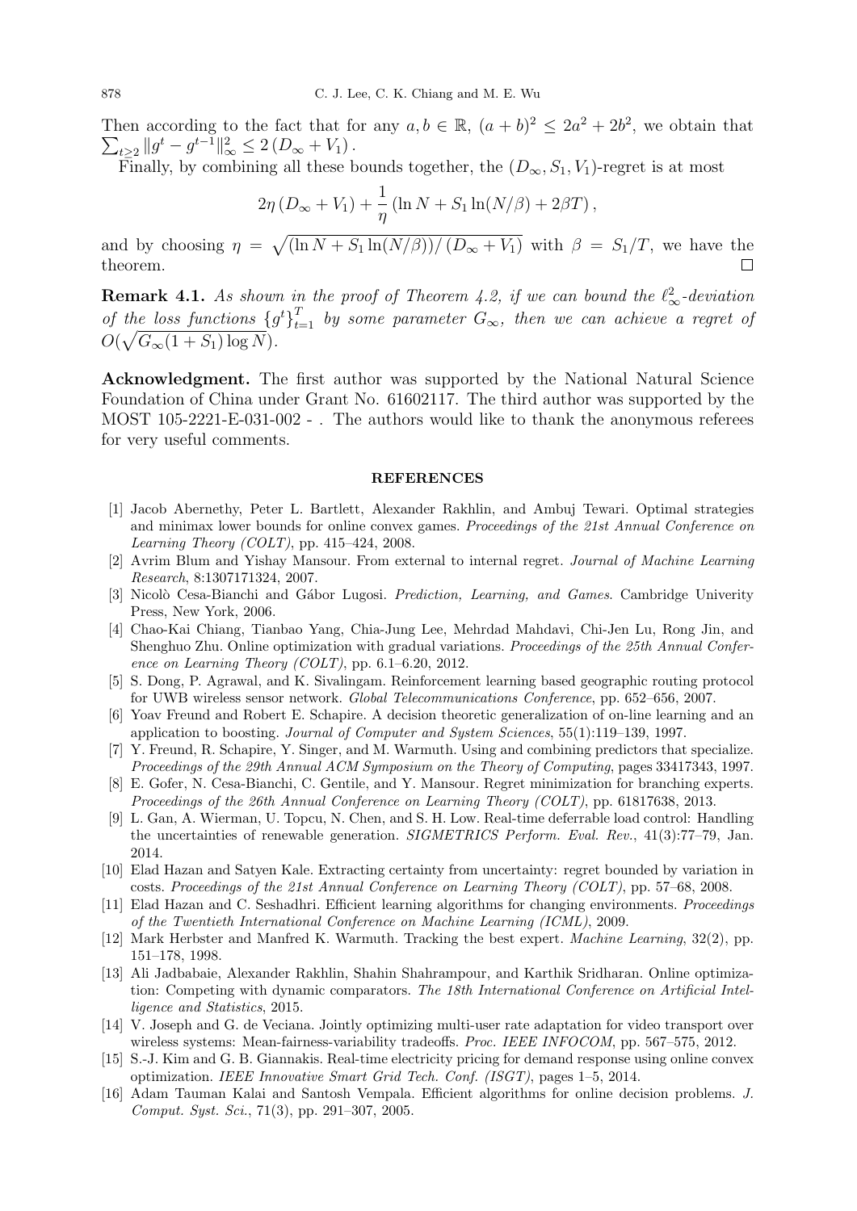Then according to the fact that for any $a, b \in \mathbb{R}$, $(a+b)^2 \leq 2a^2 + 2b^2$, we obtain that $\sum_{t \geq 2} \|g^t - g^{t-1}\|_\infty^2 \leq 2\left(D_\infty + V_1\right)$.

Finally, by combining all these bounds together, the $(D_\infty, S_1, V_1)$-regret is at most

$$2\eta\left(D_\infty + V_1\right) + \frac{1}{\eta}\left(\ln N + S_1 \ln(N/\beta) + 2\beta T\right),$$

and by choosing $\eta = \sqrt{(\ln N + S_1 \ln(N/\beta)) / \left(D_\infty + V_1\right)}$ with $\beta = S_1/T$, we have the theorem. $\square$

**Remark 4.1.** *As shown in the proof of Theorem 4.2, if we can bound the $\ell_\infty^2$-deviation of the loss functions $\{g^t\}_{t=1}^T$ by some parameter $G_\infty$, then we can achieve a regret of $O(\sqrt{G_\infty(1+S_1)\log N})$.*

**Acknowledgment.** The first author was supported by the National Natural Science Foundation of China under Grant No. 61602117. The third author was supported by the MOST 105-2221-E-031-002 - . The authors would like to thank the anonymous referees for very useful comments.

## REFERENCES

[1] Jacob Abernethy, Peter L. Bartlett, Alexander Rakhlin, and Ambuj Tewari. Optimal strategies and minimax lower bounds for online convex games. *Proceedings of the 21st Annual Conference on Learning Theory (COLT)*, pp. 415–424, 2008.

[2] Avrim Blum and Yishay Mansour. From external to internal regret. *Journal of Machine Learning Research*, 8:1307171324, 2007.

[3] Nicolò Cesa-Bianchi and Gábor Lugosi. *Prediction, Learning, and Games*. Cambridge Univerity Press, New York, 2006.

[4] Chao-Kai Chiang, Tianbao Yang, Chia-Jung Lee, Mehrdad Mahdavi, Chi-Jen Lu, Rong Jin, and Shenghuo Zhu. Online optimization with gradual variations. *Proceedings of the 25th Annual Conference on Learning Theory (COLT)*, pp. 6.1–6.20, 2012.

[5] S. Dong, P. Agrawal, and K. Sivalingam. Reinforcement learning based geographic routing protocol for UWB wireless sensor network. *Global Telecommunications Conference*, pp. 652–656, 2007.

[6] Yoav Freund and Robert E. Schapire. A decision theoretic generalization of on-line learning and an application to boosting. *Journal of Computer and System Sciences*, 55(1):119–139, 1997.

[7] Y. Freund, R. Schapire, Y. Singer, and M. Warmuth. Using and combining predictors that specialize. *Proceedings of the 29th Annual ACM Symposium on the Theory of Computing*, pages 33417343, 1997.

[8] E. Gofer, N. Cesa-Bianchi, C. Gentile, and Y. Mansour. Regret minimization for branching experts. *Proceedings of the 26th Annual Conference on Learning Theory (COLT)*, pp. 61817638, 2013.

[9] L. Gan, A. Wierman, U. Topcu, N. Chen, and S. H. Low. Real-time deferrable load control: Handling the uncertainties of renewable generation. *SIGMETRICS Perform. Eval. Rev.*, 41(3):77–79, Jan. 2014.

[10] Elad Hazan and Satyen Kale. Extracting certainty from uncertainty: regret bounded by variation in costs. *Proceedings of the 21st Annual Conference on Learning Theory (COLT)*, pp. 57–68, 2008.

[11] Elad Hazan and C. Seshadhri. Efficient learning algorithms for changing environments. *Proceedings of the Twentieth International Conference on Machine Learning (ICML)*, 2009.

[12] Mark Herbster and Manfred K. Warmuth. Tracking the best expert. *Machine Learning*, 32(2), pp. 151–178, 1998.

[13] Ali Jadbabaie, Alexander Rakhlin, Shahin Shahrampour, and Karthik Sridharan. Online optimization: Competing with dynamic comparators. *The 18th International Conference on Artificial Intelligence and Statistics*, 2015.

[14] V. Joseph and G. de Veciana. Jointly optimizing multi-user rate adaptation for video transport over wireless systems: Mean-fairness-variability tradeoffs. *Proc. IEEE INFOCOM*, pp. 567–575, 2012.

[15] S.-J. Kim and G. B. Giannakis. Real-time electricity pricing for demand response using online convex optimization. *IEEE Innovative Smart Grid Tech. Conf. (ISGT)*, pages 1–5, 2014.

[16] Adam Tauman Kalai and Santosh Vempala. Efficient algorithms for online decision problems. *J. Comput. Syst. Sci.*, 71(3), pp. 291–307, 2005.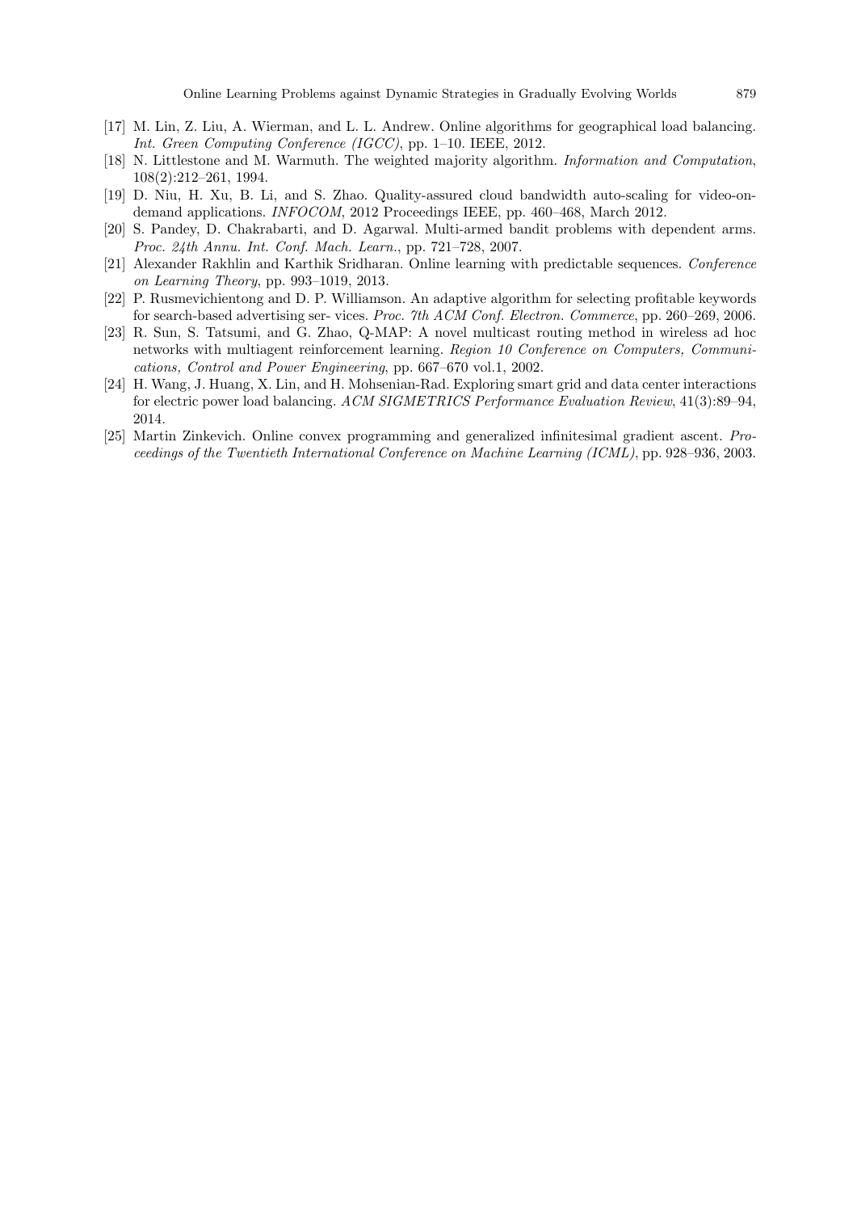[17] M. Lin, Z. Liu, A. Wierman, and L. L. Andrew. Online algorithms for geographical load balancing. *Int. Green Computing Conference (IGCC)*, pp. 1–10. IEEE, 2012.

[18] N. Littlestone and M. Warmuth. The weighted majority algorithm. *Information and Computation*, 108(2):212–261, 1994.

[19] D. Niu, H. Xu, B. Li, and S. Zhao. Quality-assured cloud bandwidth auto-scaling for video-on-demand applications. *INFOCOM*, 2012 Proceedings IEEE, pp. 460–468, March 2012.

[20] S. Pandey, D. Chakrabarti, and D. Agarwal. Multi-armed bandit problems with dependent arms. *Proc. 24th Annu. Int. Conf. Mach. Learn.*, pp. 721–728, 2007.

[21] Alexander Rakhlin and Karthik Sridharan. Online learning with predictable sequences. *Conference on Learning Theory*, pp. 993–1019, 2013.

[22] P. Rusmevichientong and D. P. Williamson. An adaptive algorithm for selecting profitable keywords for search-based advertising ser- vices. *Proc. 7th ACM Conf. Electron. Commerce*, pp. 260–269, 2006.

[23] R. Sun, S. Tatsumi, and G. Zhao, Q-MAP: A novel multicast routing method in wireless ad hoc networks with multiagent reinforcement learning. *Region 10 Conference on Computers, Communications, Control and Power Engineering*, pp. 667–670 vol.1, 2002.

[24] H. Wang, J. Huang, X. Lin, and H. Mohsenian-Rad. Exploring smart grid and data center interactions for electric power load balancing. *ACM SIGMETRICS Performance Evaluation Review*, 41(3):89–94, 2014.

[25] Martin Zinkevich. Online convex programming and generalized infinitesimal gradient ascent. *Proceedings of the Twentieth International Conference on Machine Learning (ICML)*, pp. 928–936, 2003.